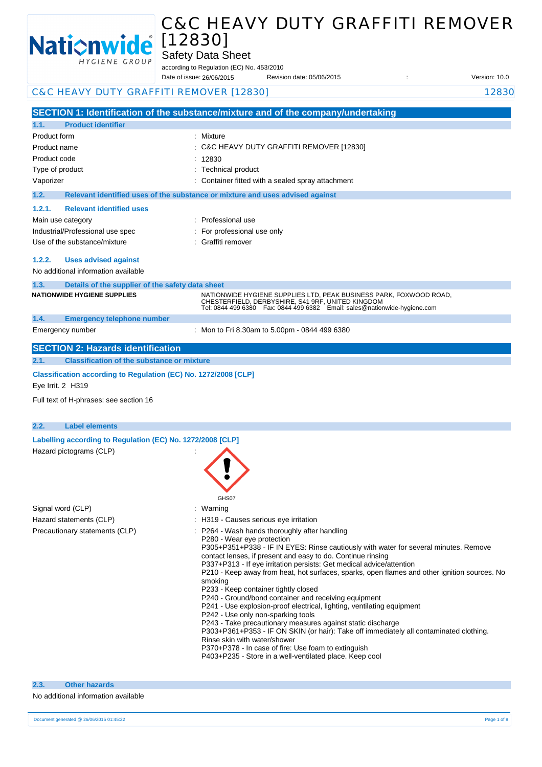# C&C HEAVY DUTY GRAFFITI REMOVER [12830]

Safety Data Sheet

according to Regulation (EC) No. 453/2010

Date of issue: 26/06/2015 Revision date: 05/06/2015 : Version: 10.0

## SECTION 1: Identification of the substance/mixture and of the company/undertaking

### 1.1. Product identifier

| | |
|---|---|
| Product form | : Mixture |
| Product name | : C&C HEAVY DUTY GRAFFITI REMOVER [12830] |
| Product code | : 12830 |
| Type of product | : Technical product |
| Vaporizer | : Container fitted with a sealed spray attachment |

### 1.2. Relevant identified uses of the substance or mixture and uses advised against

#### 1.2.1. Relevant identified uses

| | |
|---|---|
| Main use category | : Professional use |
| Industrial/Professional use spec | : For professional use only |
| Use of the substance/mixture | : Graffiti remover |

#### 1.2.2. Uses advised against

No additional information available

### 1.3. Details of the supplier of the safety data sheet

**NATIONWIDE HYGIENE SUPPLIES**

NATIONWIDE HYGIENE SUPPLIES LTD, PEAK BUSINESS PARK, FOXWOOD ROAD, CHESTERFIELD, DERBYSHIRE, S41 9RF, UNITED KINGDOM
Tel: 0844 499 6380 Fax: 0844 499 6382 Email: sales@nationwide-hygiene.com

### 1.4. Emergency telephone number

| | |
|---|---|
| Emergency number | : Mon to Fri 8.30am to 5.00pm - 0844 499 6380 |

## SECTION 2: Hazards identification

### 2.1. Classification of the substance or mixture

**Classification according to Regulation (EC) No. 1272/2008 [CLP]**

Eye Irrit. 2 H319

Full text of H-phrases: see section 16

### 2.2. Label elements

**Labelling according to Regulation (EC) No. 1272/2008 [CLP]**

Hazard pictograms (CLP) :

GHS07

Signal word (CLP) : Warning

Hazard statements (CLP) : H319 - Causes serious eye irritation

Precautionary statements (CLP) :
- P264 - Wash hands thoroughly after handling
- P280 - Wear eye protection
- P305+P351+P338 - IF IN EYES: Rinse cautiously with water for several minutes. Remove contact lenses, if present and easy to do. Continue rinsing
- P337+P313 - If eye irritation persists: Get medical advice/attention
- P210 - Keep away from heat, hot surfaces, sparks, open flames and other ignition sources. No smoking
- P233 - Keep container tightly closed
- P240 - Ground/bond container and receiving equipment
- P241 - Use explosion-proof electrical, lighting, ventilating equipment
- P242 - Use only non-sparking tools
- P243 - Take precautionary measures against static discharge
- P303+P361+P353 - IF ON SKIN (or hair): Take off immediately all contaminated clothing. Rinse skin with water/shower
- P370+P378 - In case of fire: Use foam to extinguish
- P403+P235 - Store in a well-ventilated place. Keep cool

### 2.3. Other hazards

No additional information available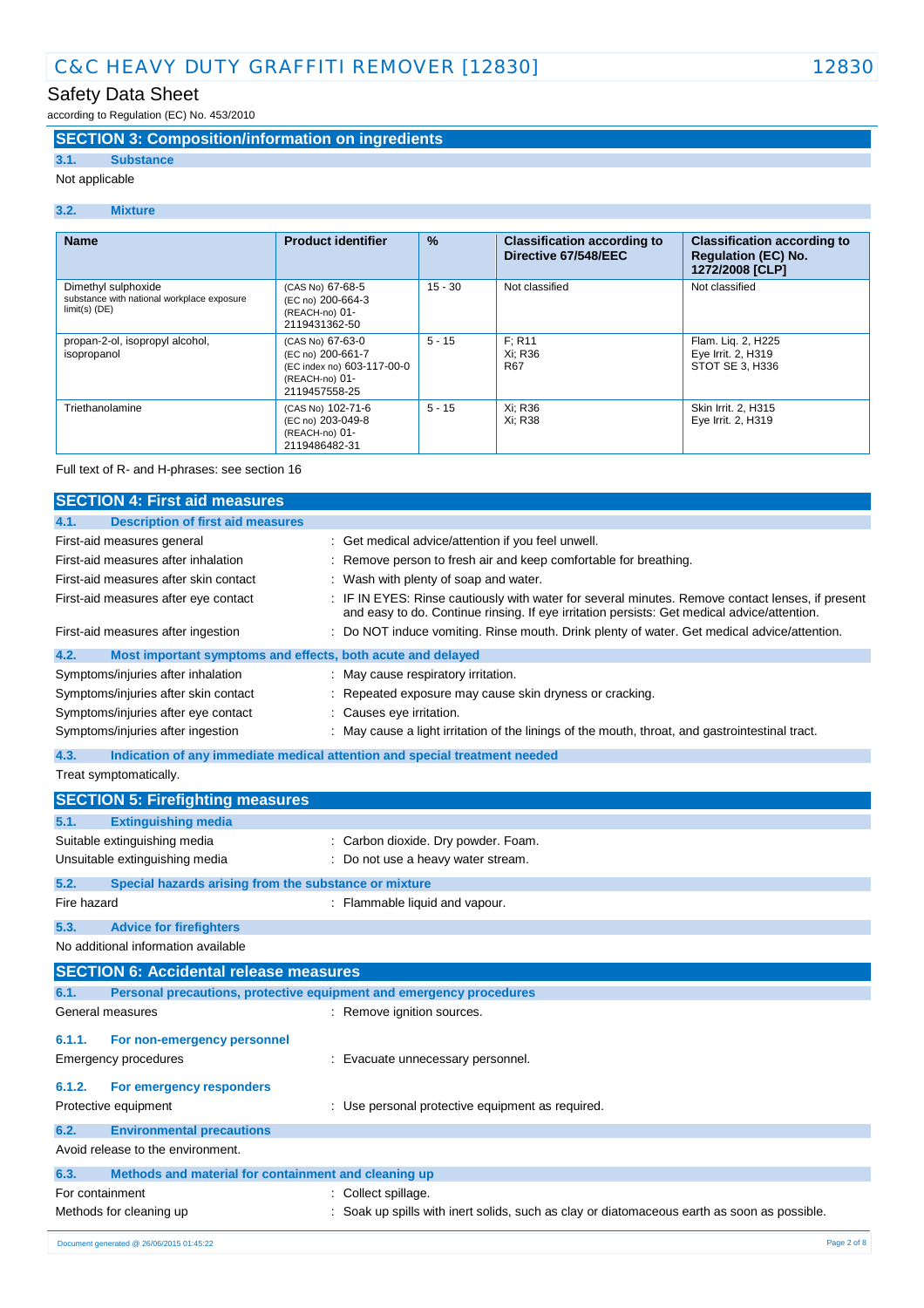## SECTION 3: Composition/information on ingredients

### 3.1. Substance

Not applicable

### 3.2. Mixture

| Name | Product identifier | % | Classification according to Directive 67/548/EEC | Classification according to Regulation (EC) No. 1272/2008 [CLP] |
|---|---|---|---|---|
| Dimethyl sulphoxide<br>substance with national workplace exposure limit(s) (DE) | (CAS No) 67-68-5<br>(EC no) 200-664-3<br>(REACH-no) 01-2119431362-50 | 15 - 30 | Not classified | Not classified |
| propan-2-ol, isopropyl alcohol, isopropanol | (CAS No) 67-63-0<br>(EC no) 200-661-7<br>(EC index no) 603-117-00-0<br>(REACH-no) 01-2119457558-25 | 5 - 15 | F; R11<br>Xi; R36<br>R67 | Flam. Liq. 2, H225<br>Eye Irrit. 2, H319<br>STOT SE 3, H336 |
| Triethanolamine | (CAS No) 102-71-6<br>(EC no) 203-049-8<br>(REACH-no) 01-2119486482-31 | 5 - 15 | Xi; R36<br>Xi; R38 | Skin Irrit. 2, H315<br>Eye Irrit. 2, H319 |

Full text of R- and H-phrases: see section 16

## SECTION 4: First aid measures

### 4.1. Description of first aid measures

First-aid measures general : Get medical advice/attention if you feel unwell.

First-aid measures after inhalation : Remove person to fresh air and keep comfortable for breathing.

First-aid measures after skin contact : Wash with plenty of soap and water.

First-aid measures after eye contact : IF IN EYES: Rinse cautiously with water for several minutes. Remove contact lenses, if present and easy to do. Continue rinsing. If eye irritation persists: Get medical advice/attention.

First-aid measures after ingestion : Do NOT induce vomiting. Rinse mouth. Drink plenty of water. Get medical advice/attention.

### 4.2. Most important symptoms and effects, both acute and delayed

Symptoms/injuries after inhalation : May cause respiratory irritation.

Symptoms/injuries after skin contact : Repeated exposure may cause skin dryness or cracking.

Symptoms/injuries after eye contact : Causes eye irritation.

Symptoms/injuries after ingestion : May cause a light irritation of the linings of the mouth, throat, and gastrointestinal tract.

### 4.3. Indication of any immediate medical attention and special treatment needed

Treat symptomatically.

## SECTION 5: Firefighting measures

### 5.1. Extinguishing media

Suitable extinguishing media : Carbon dioxide. Dry powder. Foam.

Unsuitable extinguishing media : Do not use a heavy water stream.

### 5.2. Special hazards arising from the substance or mixture

Fire hazard : Flammable liquid and vapour.

### 5.3. Advice for firefighters

No additional information available

## SECTION 6: Accidental release measures

### 6.1. Personal precautions, protective equipment and emergency procedures

General measures : Remove ignition sources.

#### 6.1.1. For non-emergency personnel

Emergency procedures : Evacuate unnecessary personnel.

#### 6.1.2. For emergency responders

Protective equipment : Use personal protective equipment as required.

### 6.2. Environmental precautions

Avoid release to the environment.

### 6.3. Methods and material for containment and cleaning up

For containment : Collect spillage.

Methods for cleaning up : Soak up spills with inert solids, such as clay or diatomaceous earth as soon as possible.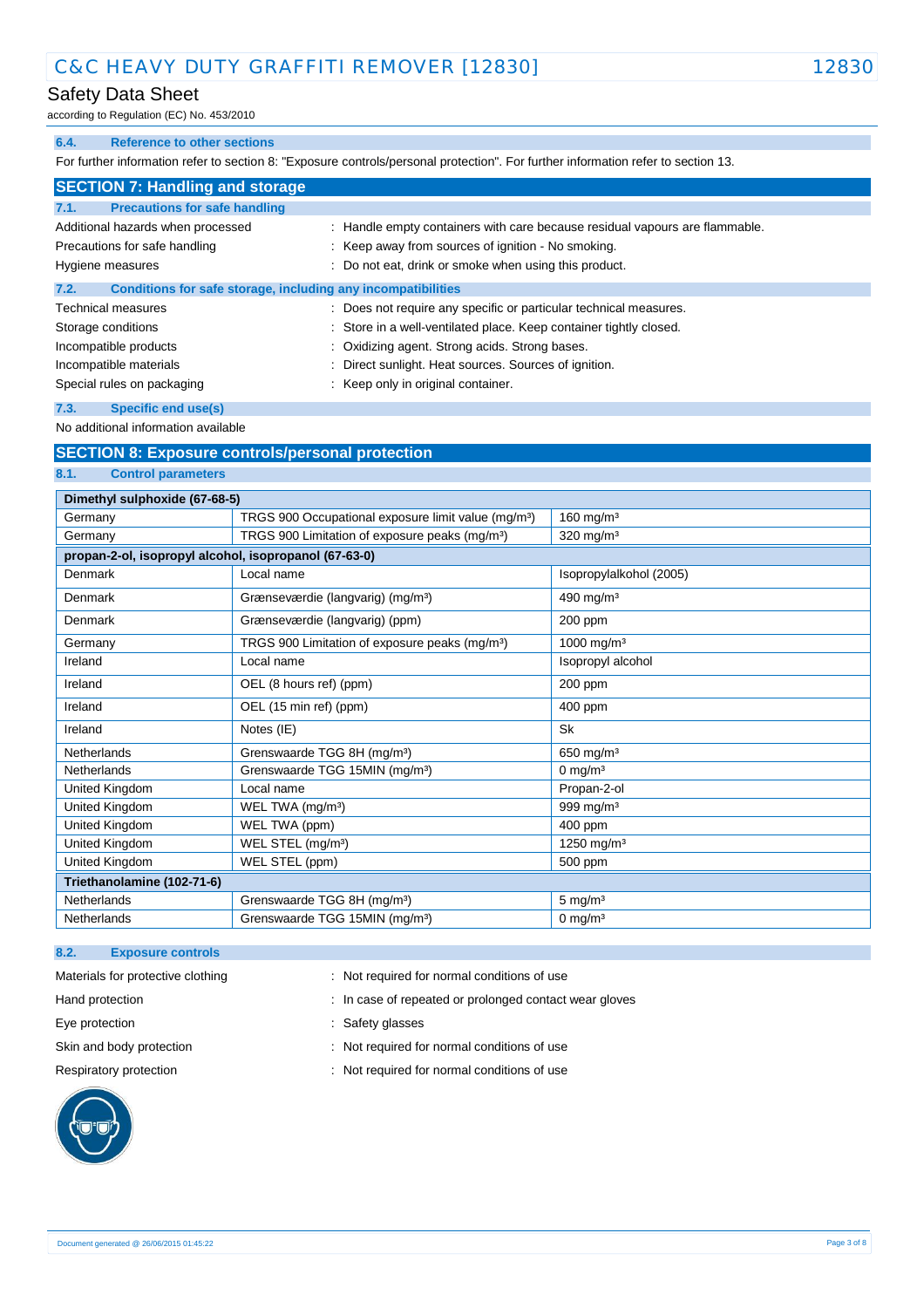### 6.4. Reference to other sections

For further information refer to section 8: "Exposure controls/personal protection". For further information refer to section 13.

## SECTION 7: Handling and storage

### 7.1. Precautions for safe handling

Additional hazards when processed : Handle empty containers with care because residual vapours are flammable.

Precautions for safe handling : Keep away from sources of ignition - No smoking.

Hygiene measures : Do not eat, drink or smoke when using this product.

### 7.2. Conditions for safe storage, including any incompatibilities

Technical measures : Does not require any specific or particular technical measures.

Storage conditions : Store in a well-ventilated place. Keep container tightly closed.

Incompatible products : Oxidizing agent. Strong acids. Strong bases.

Incompatible materials : Direct sunlight. Heat sources. Sources of ignition.

Special rules on packaging : Keep only in original container.

### 7.3. Specific end use(s)

No additional information available

## SECTION 8: Exposure controls/personal protection

### 8.1. Control parameters

| Dimethyl sulphoxide (67-68-5) | | |
|---|---|---|
| Germany | TRGS 900 Occupational exposure limit value (mg/m³) | 160 mg/m³ |
| Germany | TRGS 900 Limitation of exposure peaks (mg/m³) | 320 mg/m³ |
| **propan-2-ol, isopropyl alcohol, isopropanol (67-63-0)** | | |
| Denmark | Local name | Isopropylalkohol (2005) |
| Denmark | Grænseværdie (langvarig) (mg/m³) | 490 mg/m³ |
| Denmark | Grænseværdie (langvarig) (ppm) | 200 ppm |
| Germany | TRGS 900 Limitation of exposure peaks (mg/m³) | 1000 mg/m³ |
| Ireland | Local name | Isopropyl alcohol |
| Ireland | OEL (8 hours ref) (ppm) | 200 ppm |
| Ireland | OEL (15 min ref) (ppm) | 400 ppm |
| Ireland | Notes (IE) | Sk |
| Netherlands | Grenswaarde TGG 8H (mg/m³) | 650 mg/m³ |
| Netherlands | Grenswaarde TGG 15MIN (mg/m³) | 0 mg/m³ |
| United Kingdom | Local name | Propan-2-ol |
| United Kingdom | WEL TWA (mg/m³) | 999 mg/m³ |
| United Kingdom | WEL TWA (ppm) | 400 ppm |
| United Kingdom | WEL STEL (mg/m³) | 1250 mg/m³ |
| United Kingdom | WEL STEL (ppm) | 500 ppm |
| **Triethanolamine (102-71-6)** | | |
| Netherlands | Grenswaarde TGG 8H (mg/m³) | 5 mg/m³ |
| Netherlands | Grenswaarde TGG 15MIN (mg/m³) | 0 mg/m³ |

### 8.2. Exposure controls

Materials for protective clothing : Not required for normal conditions of use

Hand protection : In case of repeated or prolonged contact wear gloves

Eye protection : Safety glasses

Skin and body protection : Not required for normal conditions of use

Respiratory protection : Not required for normal conditions of use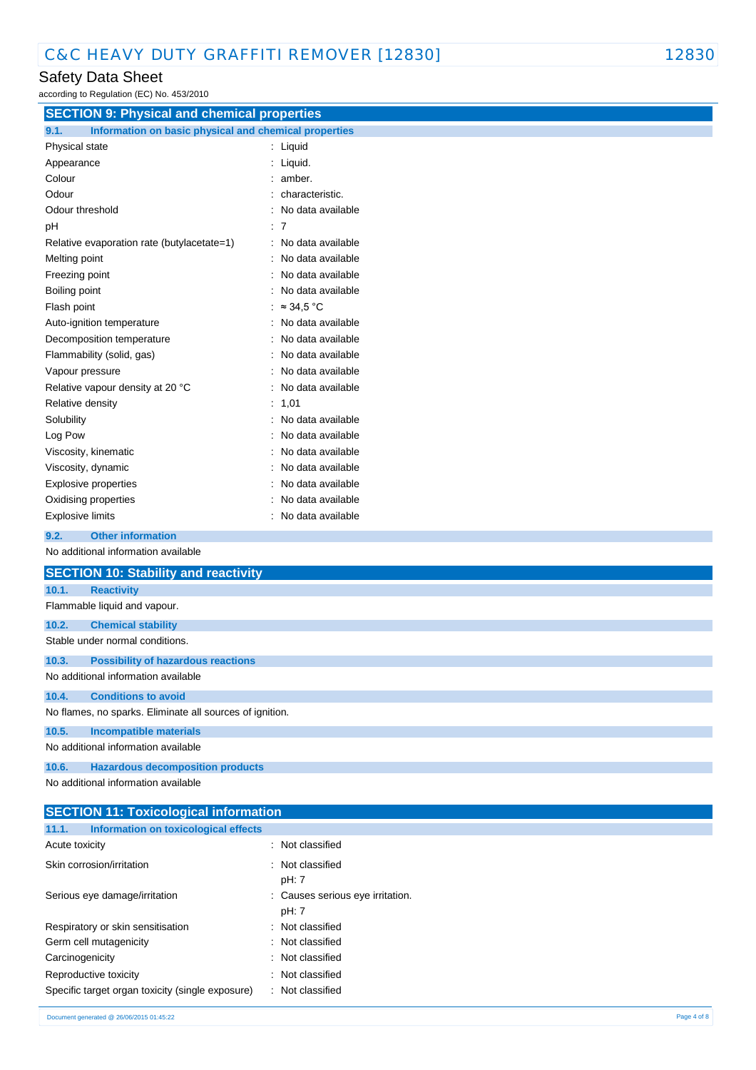## SECTION 9: Physical and chemical properties

### 9.1. Information on basic physical and chemical properties

| Property | Value |
|---|---|
| Physical state | Liquid |
| Appearance | Liquid. |
| Colour | amber. |
| Odour | characteristic. |
| Odour threshold | No data available |
| pH | 7 |
| Relative evaporation rate (butylacetate=1) | No data available |
| Melting point | No data available |
| Freezing point | No data available |
| Boiling point | No data available |
| Flash point | ≈ 34,5 °C |
| Auto-ignition temperature | No data available |
| Decomposition temperature | No data available |
| Flammability (solid, gas) | No data available |
| Vapour pressure | No data available |
| Relative vapour density at 20 °C | No data available |
| Relative density | 1,01 |
| Solubility | No data available |
| Log Pow | No data available |
| Viscosity, kinematic | No data available |
| Viscosity, dynamic | No data available |
| Explosive properties | No data available |
| Oxidising properties | No data available |
| Explosive limits | No data available |

### 9.2. Other information

No additional information available

## SECTION 10: Stability and reactivity

### 10.1. Reactivity

Flammable liquid and vapour.

### 10.2. Chemical stability

Stable under normal conditions.

### 10.3. Possibility of hazardous reactions

No additional information available

### 10.4. Conditions to avoid

No flames, no sparks. Eliminate all sources of ignition.

### 10.5. Incompatible materials

No additional information available

### 10.6. Hazardous decomposition products

No additional information available

## SECTION 11: Toxicological information

### 11.1. Information on toxicological effects

| Effect | Classification |
|---|---|
| Acute toxicity | Not classified |
| Skin corrosion/irritation | Not classified<br>pH: 7 |
| Serious eye damage/irritation | Causes serious eye irritation.<br>pH: 7 |
| Respiratory or skin sensitisation | Not classified |
| Germ cell mutagenicity | Not classified |
| Carcinogenicity | Not classified |
| Reproductive toxicity | Not classified |
| Specific target organ toxicity (single exposure) | Not classified |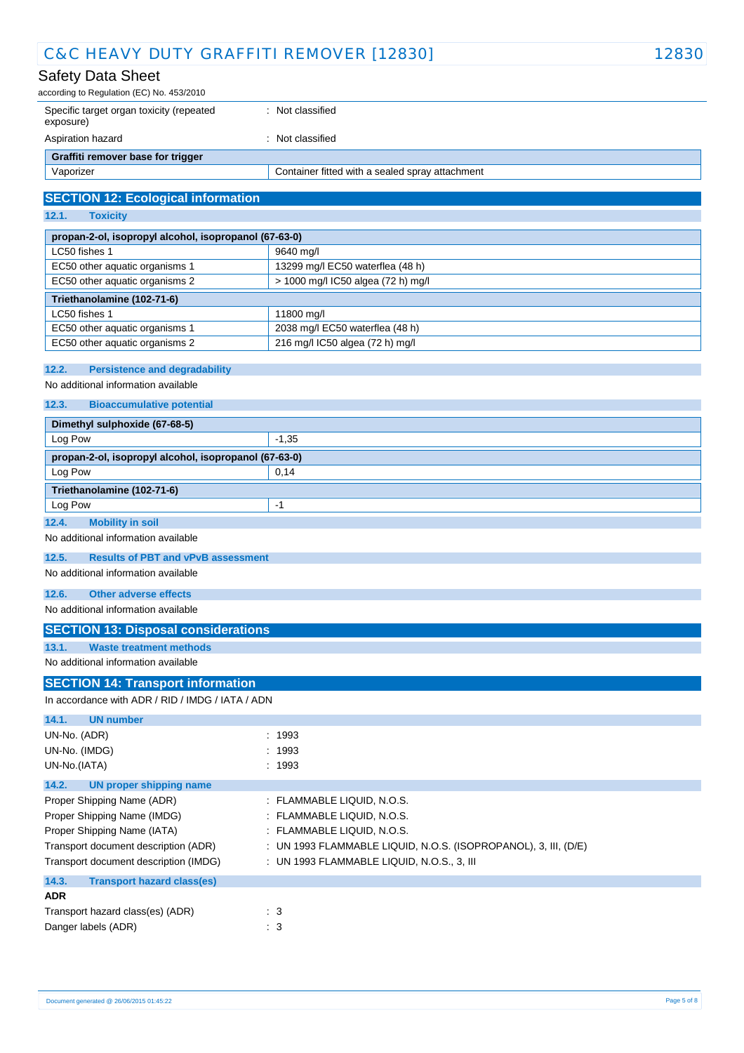| | |
|---|---|
| Specific target organ toxicity (repeated exposure) | : Not classified |
| Aspiration hazard | : Not classified |

| Graffiti remover base for trigger | |
|---|---|
| Vaporizer | Container fitted with a sealed spray attachment |

## SECTION 12: Ecological information

### 12.1. Toxicity

| propan-2-ol, isopropyl alcohol, isopropanol (67-63-0) | |
|---|---|
| LC50 fishes 1 | 9640 mg/l |
| EC50 other aquatic organisms 1 | 13299 mg/l EC50 waterflea (48 h) |
| EC50 other aquatic organisms 2 | > 1000 mg/l IC50 algea (72 h) mg/l |
| **Triethanolamine (102-71-6)** | |
| LC50 fishes 1 | 11800 mg/l |
| EC50 other aquatic organisms 1 | 2038 mg/l EC50 waterflea (48 h) |
| EC50 other aquatic organisms 2 | 216 mg/l IC50 algea (72 h) mg/l |

### 12.2. Persistence and degradability

No additional information available

### 12.3. Bioaccumulative potential

| Dimethyl sulphoxide (67-68-5) | |
|---|---|
| Log Pow | -1,35 |
| **propan-2-ol, isopropyl alcohol, isopropanol (67-63-0)** | |
| Log Pow | 0,14 |
| **Triethanolamine (102-71-6)** | |
| Log Pow | -1 |

### 12.4. Mobility in soil

No additional information available

### 12.5. Results of PBT and vPvB assessment

No additional information available

### 12.6. Other adverse effects

No additional information available

## SECTION 13: Disposal considerations

### 13.1. Waste treatment methods

No additional information available

## SECTION 14: Transport information

In accordance with ADR / RID / IMDG / IATA / ADN

### 14.1. UN number

| | |
|---|---|
| UN-No. (ADR) | : 1993 |
| UN-No. (IMDG) | : 1993 |
| UN-No.(IATA) | : 1993 |

### 14.2. UN proper shipping name

| | |
|---|---|
| Proper Shipping Name (ADR) | : FLAMMABLE LIQUID, N.O.S. |
| Proper Shipping Name (IMDG) | : FLAMMABLE LIQUID, N.O.S. |
| Proper Shipping Name (IATA) | : FLAMMABLE LIQUID, N.O.S. |
| Transport document description (ADR) | : UN 1993 FLAMMABLE LIQUID, N.O.S. (ISOPROPANOL), 3, III, (D/E) |
| Transport document description (IMDG) | : UN 1993 FLAMMABLE LIQUID, N.O.S., 3, III |

### 14.3. Transport hazard class(es)

**ADR**

| | |
|---|---|
| Transport hazard class(es) (ADR) | : 3 |
| Danger labels (ADR) | : 3 |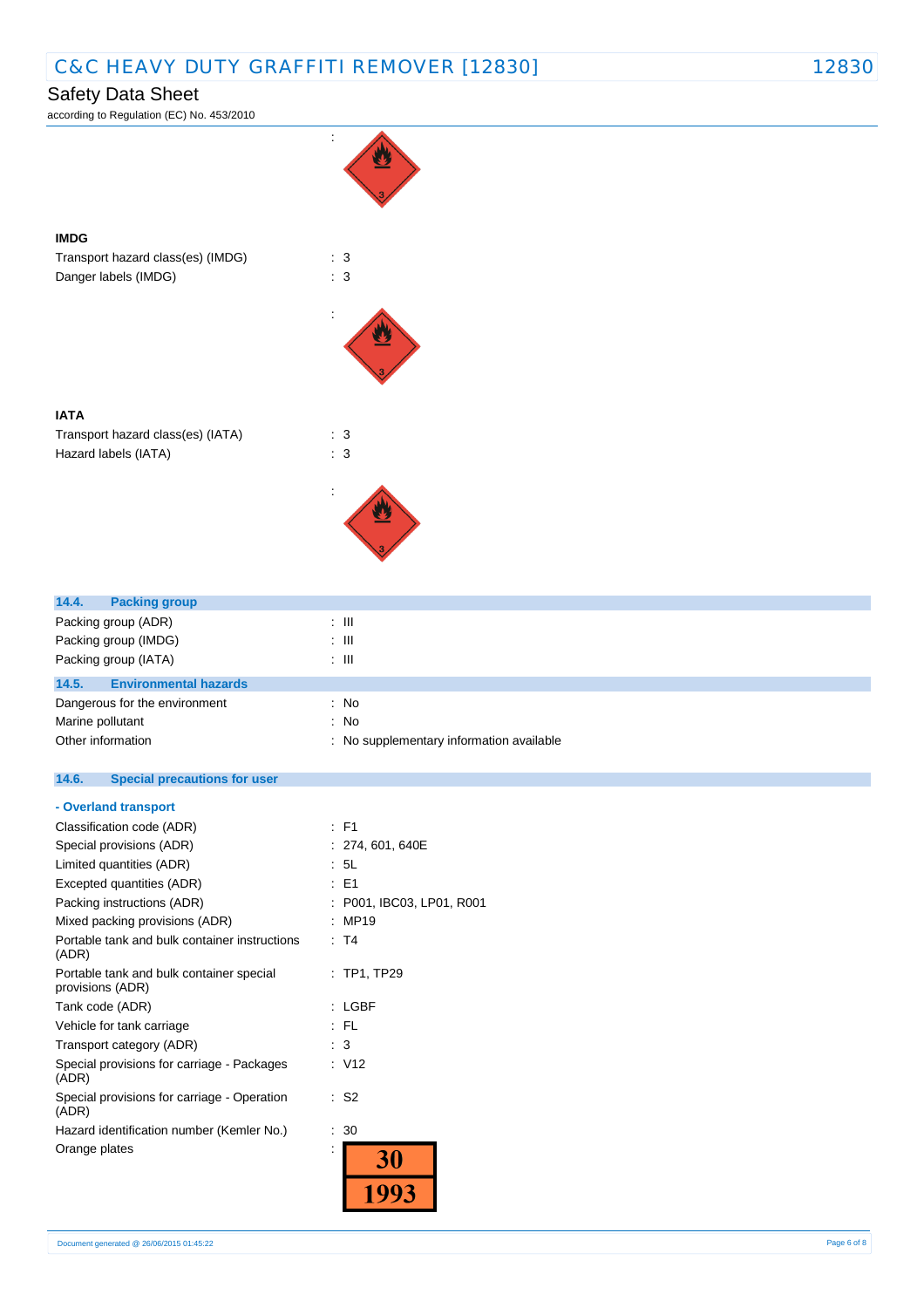:

**IMDG**

Transport hazard class(es) (IMDG) : 3

Danger labels (IMDG) : 3

:

**IATA**

Transport hazard class(es) (IATA) : 3

Hazard labels (IATA) : 3

:

## 14.4. Packing group

Packing group (ADR) : III

Packing group (IMDG) : III

Packing group (IATA) : III

## 14.5. Environmental hazards

Dangerous for the environment : No

Marine pollutant : No

Other information : No supplementary information available

## 14.6. Special precautions for user

**- Overland transport**

Classification code (ADR) : F1

Special provisions (ADR) : 274, 601, 640E

Limited quantities (ADR) : 5L

Excepted quantities (ADR) : E1

Packing instructions (ADR) : P001, IBC03, LP01, R001

Mixed packing provisions (ADR) : MP19

Portable tank and bulk container instructions (ADR) : T4

Portable tank and bulk container special provisions (ADR) : TP1, TP29

Tank code (ADR) : LGBF

Vehicle for tank carriage : FL

Transport category (ADR) : 3

Special provisions for carriage - Packages (ADR) : V12

Special provisions for carriage - Operation (ADR) : S2

Hazard identification number (Kemler No.) : 30

Orange plates :

| 30 |
|---|
| 1993 |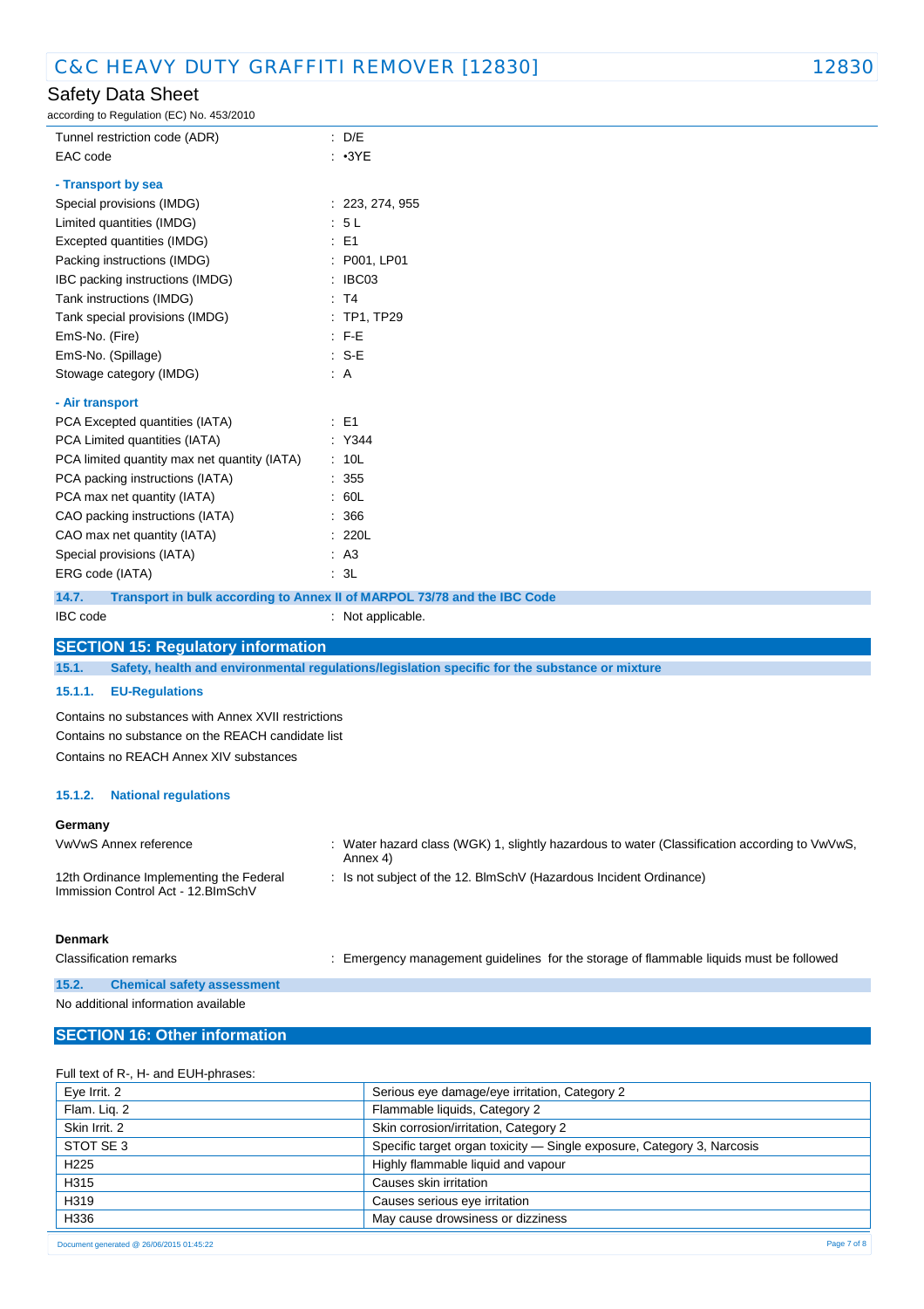| | |
|---|---|
| Tunnel restriction code (ADR) | : D/E |
| EAC code | : •3YE |

**- Transport by sea**

| | |
|---|---|
| Special provisions (IMDG) | : 223, 274, 955 |
| Limited quantities (IMDG) | : 5 L |
| Excepted quantities (IMDG) | : E1 |
| Packing instructions (IMDG) | : P001, LP01 |
| IBC packing instructions (IMDG) | : IBC03 |
| Tank instructions (IMDG) | : T4 |
| Tank special provisions (IMDG) | : TP1, TP29 |
| EmS-No. (Fire) | : F-E |
| EmS-No. (Spillage) | : S-E |
| Stowage category (IMDG) | : A |

**- Air transport**

| | |
|---|---|
| PCA Excepted quantities (IATA) | : E1 |
| PCA Limited quantities (IATA) | : Y344 |
| PCA limited quantity max net quantity (IATA) | : 10L |
| PCA packing instructions (IATA) | : 355 |
| PCA max net quantity (IATA) | : 60L |
| CAO packing instructions (IATA) | : 366 |
| CAO max net quantity (IATA) | : 220L |
| Special provisions (IATA) | : A3 |
| ERG code (IATA) | : 3L |

### 14.7. Transport in bulk according to Annex II of MARPOL 73/78 and the IBC Code

IBC code : Not applicable.

## SECTION 15: Regulatory information

### 15.1. Safety, health and environmental regulations/legislation specific for the substance or mixture

#### 15.1.1. EU-Regulations

Contains no substances with Annex XVII restrictions
Contains no substance on the REACH candidate list
Contains no REACH Annex XIV substances

#### 15.1.2. National regulations

**Germany**

| | |
|---|---|
| VwVwS Annex reference | : Water hazard class (WGK) 1, slightly hazardous to water (Classification according to VwVwS, Annex 4) |
| 12th Ordinance Implementing the Federal Immission Control Act - 12.BImSchV | : Is not subject of the 12. BlmSchV (Hazardous Incident Ordinance) |

**Denmark**

| | |
|---|---|
| Classification remarks | : Emergency management guidelines for the storage of flammable liquids must be followed |

### 15.2. Chemical safety assessment

No additional information available

## SECTION 16: Other information

Full text of R-, H- and EUH-phrases:

| | |
|---|---|
| Eye Irrit. 2 | Serious eye damage/eye irritation, Category 2 |
| Flam. Liq. 2 | Flammable liquids, Category 2 |
| Skin Irrit. 2 | Skin corrosion/irritation, Category 2 |
| STOT SE 3 | Specific target organ toxicity — Single exposure, Category 3, Narcosis |
| H225 | Highly flammable liquid and vapour |
| H315 | Causes skin irritation |
| H319 | Causes serious eye irritation |
| H336 | May cause drowsiness or dizziness |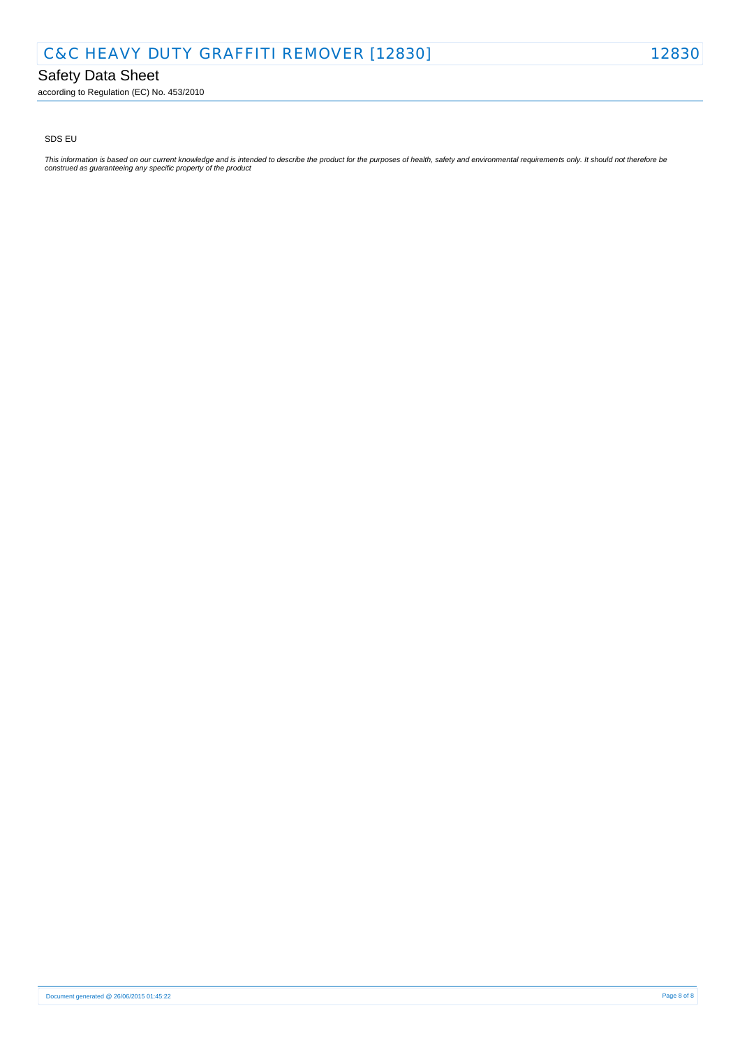SDS EU

*This information is based on our current knowledge and is intended to describe the product for the purposes of health, safety and environmental requirements only. It should not therefore be construed as guaranteeing any specific property of the product*